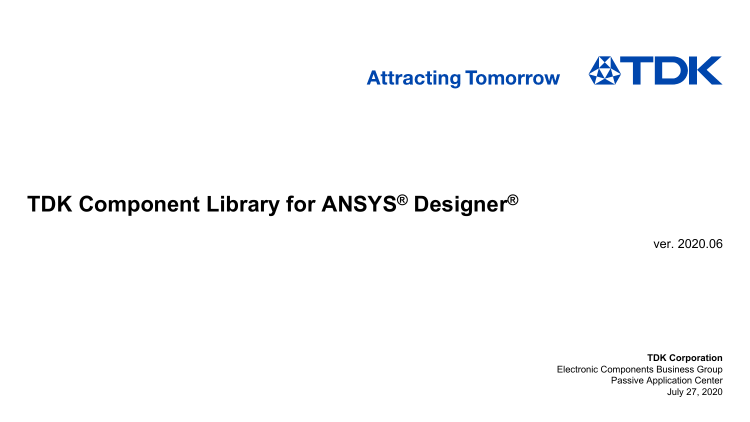Attracting Tomorrow TDK

# TDK Component Library for ANSYS® Designer®

ver. 2020.06

**TDK Corporation**
Electronic Components Business Group
Passive Application Center
July 27, 2020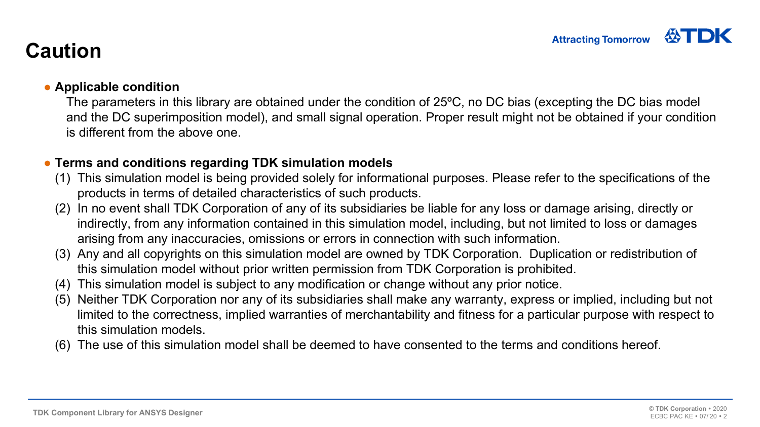# Caution

- **Applicable condition**

  The parameters in this library are obtained under the condition of 25ºC, no DC bias (excepting the DC bias model and the DC superimposition model), and small signal operation. Proper result might not be obtained if your condition is different from the above one.

- **Terms and conditions regarding TDK simulation models**

  (1) This simulation model is being provided solely for informational purposes. Please refer to the specifications of the products in terms of detailed characteristics of such products.
  (2) In no event shall TDK Corporation of any of its subsidiaries be liable for any loss or damage arising, directly or indirectly, from any information contained in this simulation model, including, but not limited to loss or damages arising from any inaccuracies, omissions or errors in connection with such information.
  (3) Any and all copyrights on this simulation model are owned by TDK Corporation. Duplication or redistribution of this simulation model without prior written permission from TDK Corporation is prohibited.
  (4) This simulation model is subject to any modification or change without any prior notice.
  (5) Neither TDK Corporation nor any of its subsidiaries shall make any warranty, express or implied, including but not limited to the correctness, implied warranties of merchantability and fitness for a particular purpose with respect to this simulation models.
  (6) The use of this simulation model shall be deemed to have consented to the terms and conditions hereof.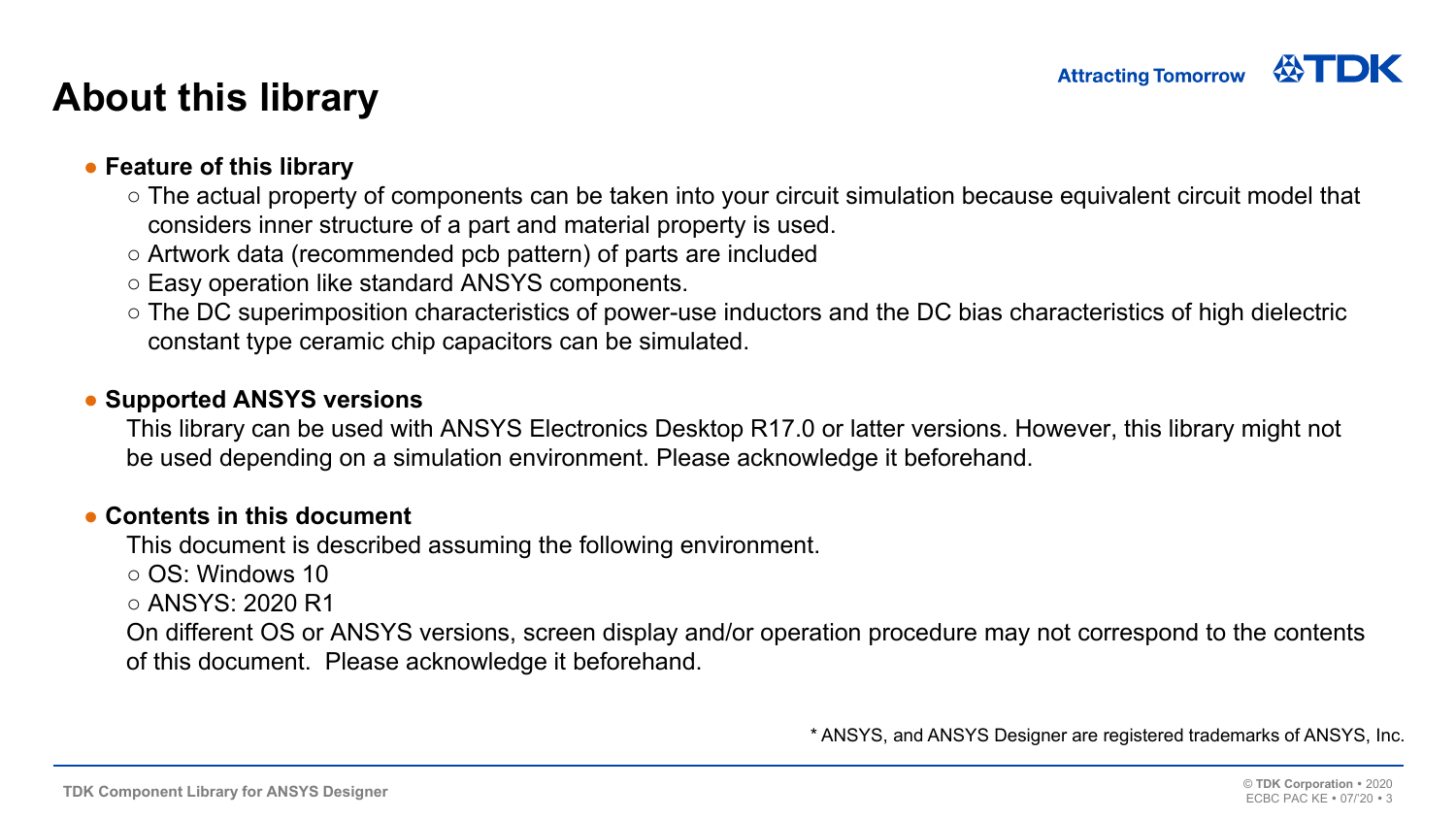# About this library

- **Feature of this library**
  - The actual property of components can be taken into your circuit simulation because equivalent circuit model that considers inner structure of a part and material property is used.
  - Artwork data (recommended pcb pattern) of parts are included
  - Easy operation like standard ANSYS components.
  - The DC superimposition characteristics of power-use inductors and the DC bias characteristics of high dielectric constant type ceramic chip capacitors can be simulated.

- **Supported ANSYS versions**

  This library can be used with ANSYS Electronics Desktop R17.0 or latter versions. However, this library might not be used depending on a simulation environment. Please acknowledge it beforehand.

- **Contents in this document**

  This document is described assuming the following environment.
  - OS: Windows 10
  - ANSYS: 2020 R1

  On different OS or ANSYS versions, screen display and/or operation procedure may not correspond to the contents of this document. Please acknowledge it beforehand.

* ANSYS, and ANSYS Designer are registered trademarks of ANSYS, Inc.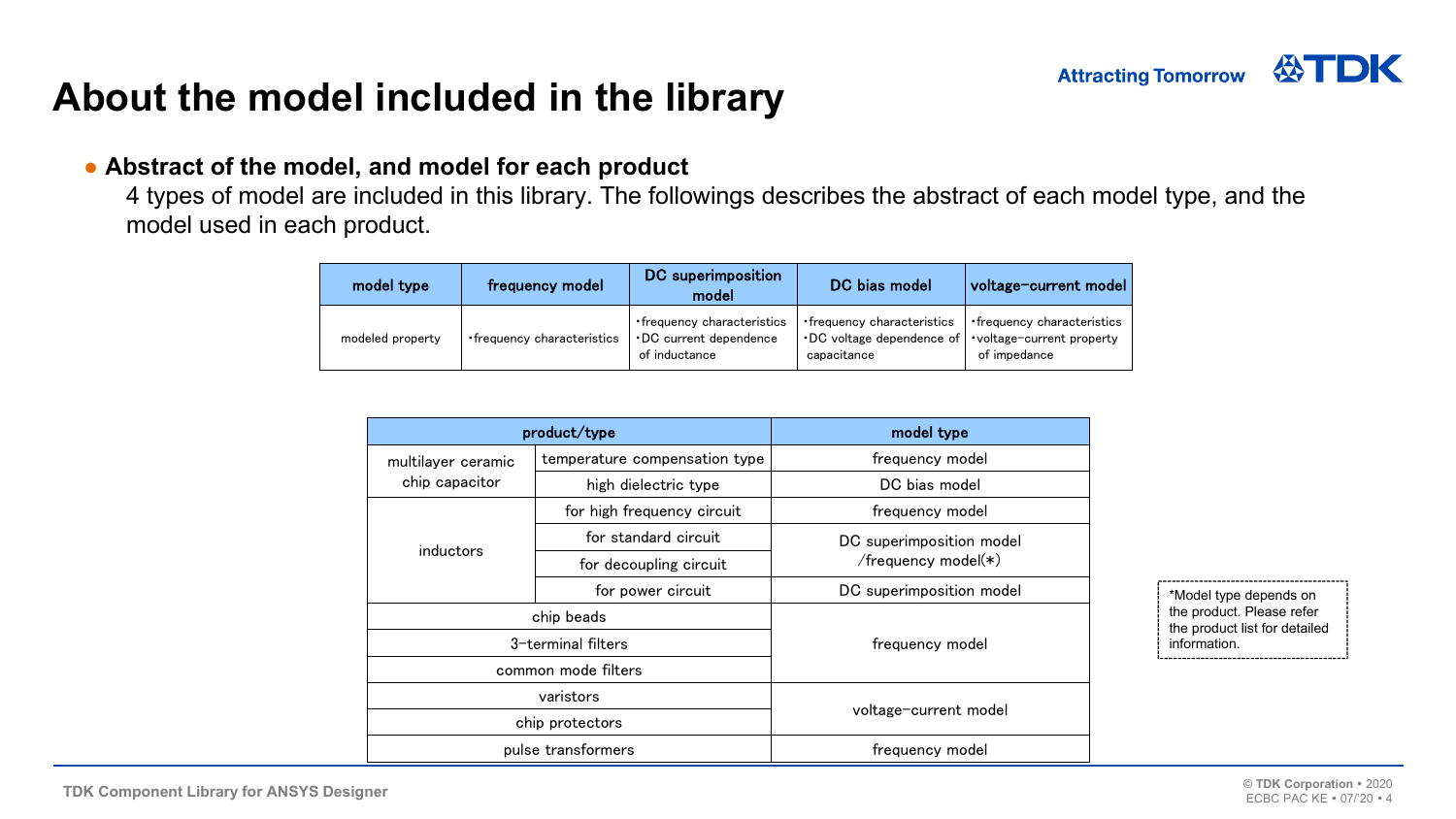# About the model included in the library

- **Abstract of the model, and model for each product**

  4 types of model are included in this library. The followings describes the abstract of each model type, and the model used in each product.

| model type | frequency model | DC superimposition model | DC bias model | voltage-current model |
|---|---|---|---|---|
| modeled property | ･frequency characteristics | ･frequency characteristics<br>･DC current dependence of inductance | ･frequency characteristics<br>･DC voltage dependence of capacitance | ･frequency characteristics<br>･voltage-current property of impedance |

| product/type | | model type |
|---|---|---|
| multilayer ceramic chip capacitor | temperature compensation type | frequency model |
| | high dielectric type | DC bias model |
| inductors | for high frequency circuit | frequency model |
| | for standard circuit | DC superimposition model /frequency model(*) |
| | for decoupling circuit | |
| | for power circuit | DC superimposition model |
| chip beads | | frequency model |
| 3-terminal filters | | |
| common mode filters | | |
| varistors | | voltage-current model |
| chip protectors | | |
| pulse transformers | | frequency model |

*Model type depends on the product. Please refer the product list for detailed information.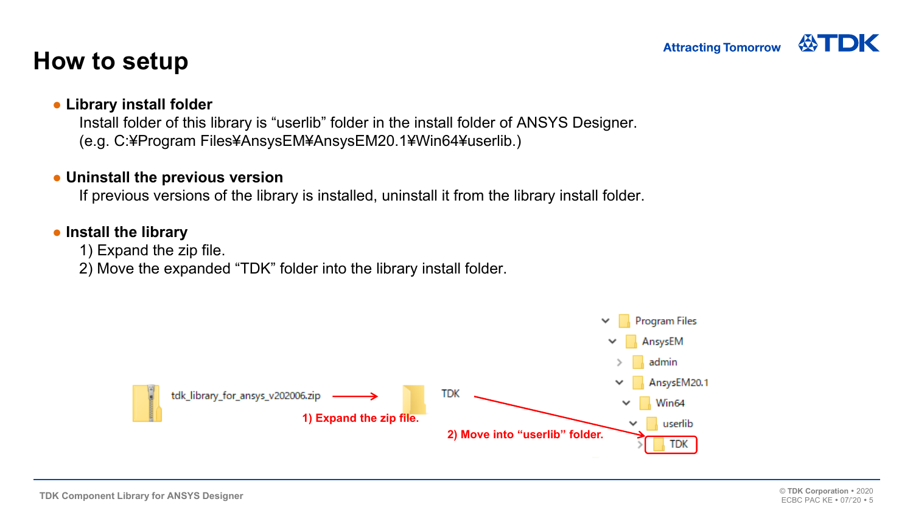# How to setup

- **Library install folder**
  Install folder of this library is “userlib” folder in the install folder of ANSYS Designer.
  (e.g. C:¥Program Files¥AnsysEM¥AnsysEM20.1¥Win64¥userlib.)

- **Uninstall the previous version**
  If previous versions of the library is installed, uninstall it from the library install folder.

- **Install the library**
  1) Expand the zip file.
  2) Move the expanded “TDK” folder into the library install folder.

tdk_library_for_ansys_v202006.zip → TDK

1) Expand the zip file.

2) Move into “userlib” folder.

- Program Files
  - AnsysEM
    - admin
    - AnsysEM20.1
      - Win64
        - userlib
          - TDK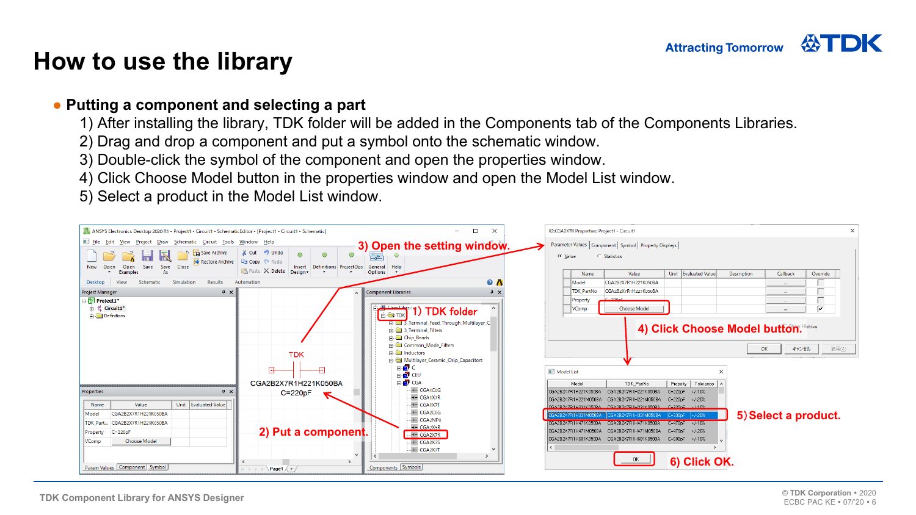# How to use the library

- **Putting a component and selecting a part**
  1) After installing the library, TDK folder will be added in the Components tab of the Components Libraries.
  2) Drag and drop a component and put a symbol onto the schematic window.
  3) Double-click the symbol of the component and open the properties window.
  4) Click Choose Model button in the properties window and open the Model List window.
  5) Select a product in the Model List window.

1) TDK folder

2) Put a component.

3) Open the setting window.

4) Click Choose Model button.

5) Select a product.

6) Click OK.

TDK Component Library for ANSYS Designer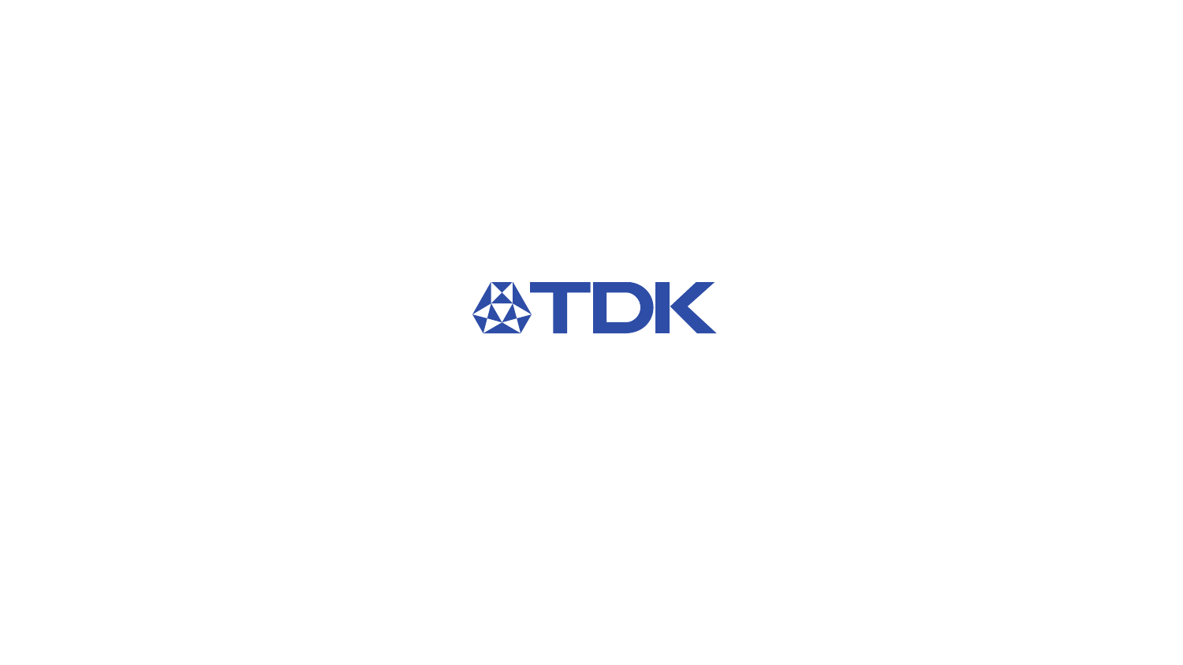TDK